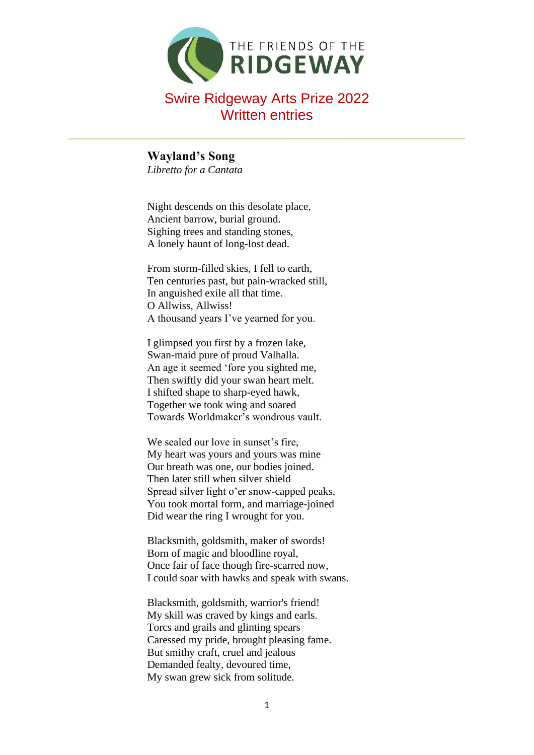THE FRIENDS OF THE
**RIDGEWAY**

# Swire Ridgeway Arts Prize 2022
# Written entries

---

## Wayland's Song

*Libretto for a Cantata*

Night descends on this desolate place,
Ancient barrow, burial ground.
Sighing trees and standing stones,
A lonely haunt of long-lost dead.

From storm-filled skies, I fell to earth,
Ten centuries past, but pain-wracked still,
In anguished exile all that time.
O Allwiss, Allwiss!
A thousand years I've yearned for you.

I glimpsed you first by a frozen lake,
Swan-maid pure of proud Valhalla.
An age it seemed 'fore you sighted me,
Then swiftly did your swan heart melt.
I shifted shape to sharp-eyed hawk,
Together we took wing and soared
Towards Worldmaker's wondrous vault.

We sealed our love in sunset's fire,
My heart was yours and yours was mine
Our breath was one, our bodies joined.
Then later still when silver shield
Spread silver light o'er snow-capped peaks,
You took mortal form, and marriage-joined
Did wear the ring I wrought for you.

Blacksmith, goldsmith, maker of swords!
Born of magic and bloodline royal,
Once fair of face though fire-scarred now,
I could soar with hawks and speak with swans.

Blacksmith, goldsmith, warrior's friend!
My skill was craved by kings and earls.
Torcs and grails and glinting spears
Caressed my pride, brought pleasing fame.
But smithy craft, cruel and jealous
Demanded fealty, devoured time,
My swan grew sick from solitude.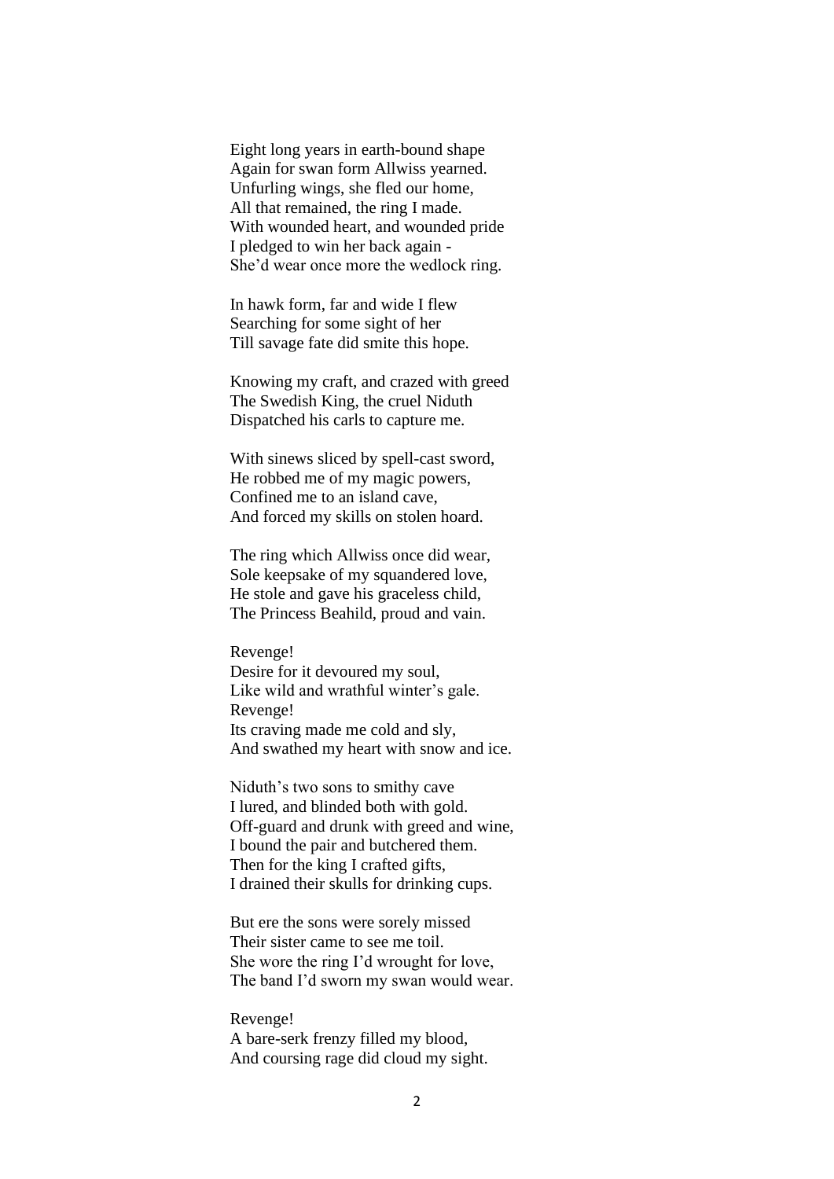Eight long years in earth-bound shape  
Again for swan form Allwiss yearned.  
Unfurling wings, she fled our home,  
All that remained, the ring I made.  
With wounded heart, and wounded pride  
I pledged to win her back again -  
She'd wear once more the wedlock ring.

In hawk form, far and wide I flew  
Searching for some sight of her  
Till savage fate did smite this hope.

Knowing my craft, and crazed with greed  
The Swedish King, the cruel Niduth  
Dispatched his carls to capture me.

With sinews sliced by spell-cast sword,  
He robbed me of my magic powers,  
Confined me to an island cave,  
And forced my skills on stolen hoard.

The ring which Allwiss once did wear,  
Sole keepsake of my squandered love,  
He stole and gave his graceless child,  
The Princess Beahild, proud and vain.

Revenge!  
Desire for it devoured my soul,  
Like wild and wrathful winter's gale.  
Revenge!  
Its craving made me cold and sly,  
And swathed my heart with snow and ice.

Niduth's two sons to smithy cave  
I lured, and blinded both with gold.  
Off-guard and drunk with greed and wine,  
I bound the pair and butchered them.  
Then for the king I crafted gifts,  
I drained their skulls for drinking cups.

But ere the sons were sorely missed  
Their sister came to see me toil.  
She wore the ring I'd wrought for love,  
The band I'd sworn my swan would wear.

Revenge!  
A bare-serk frenzy filled my blood,  
And coursing rage did cloud my sight.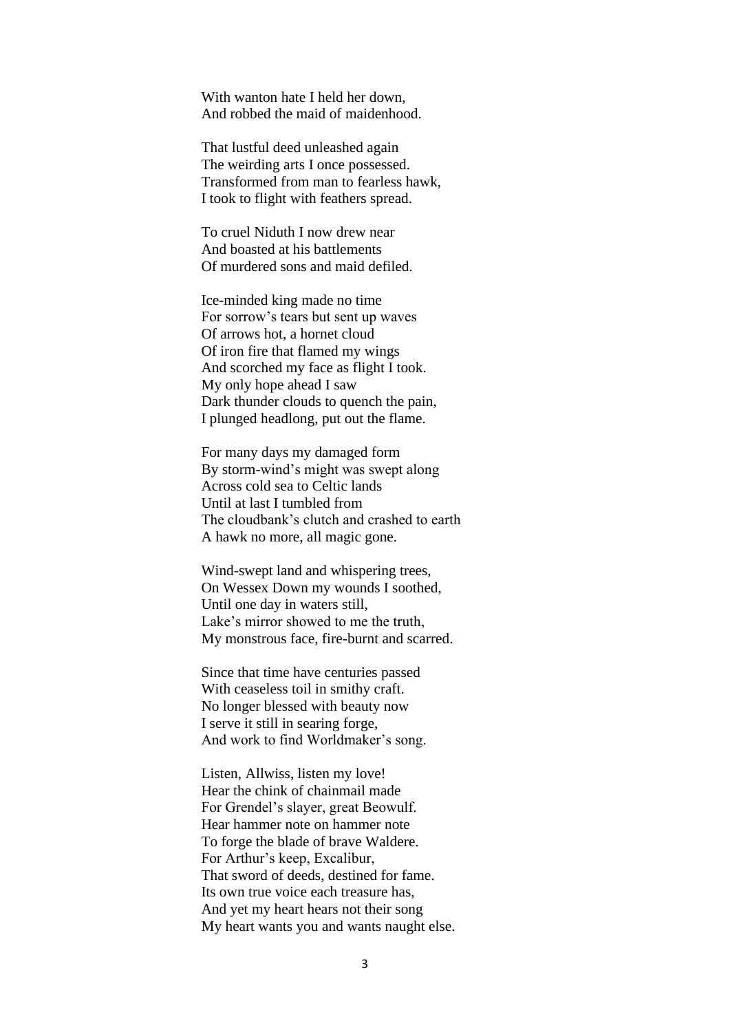With wanton hate I held her down,
And robbed the maid of maidenhood.

That lustful deed unleashed again
The weirding arts I once possessed.
Transformed from man to fearless hawk,
I took to flight with feathers spread.

To cruel Niduth I now drew near
And boasted at his battlements
Of murdered sons and maid defiled.

Ice-minded king made no time
For sorrow's tears but sent up waves
Of arrows hot, a hornet cloud
Of iron fire that flamed my wings
And scorched my face as flight I took.
My only hope ahead I saw
Dark thunder clouds to quench the pain,
I plunged headlong, put out the flame.

For many days my damaged form
By storm-wind's might was swept along
Across cold sea to Celtic lands
Until at last I tumbled from
The cloudbank's clutch and crashed to earth
A hawk no more, all magic gone.

Wind-swept land and whispering trees,
On Wessex Down my wounds I soothed,
Until one day in waters still,
Lake's mirror showed to me the truth,
My monstrous face, fire-burnt and scarred.

Since that time have centuries passed
With ceaseless toil in smithy craft.
No longer blessed with beauty now
I serve it still in searing forge,
And work to find Worldmaker's song.

Listen, Allwiss, listen my love!
Hear the chink of chainmail made
For Grendel's slayer, great Beowulf.
Hear hammer note on hammer note
To forge the blade of brave Waldere.
For Arthur's keep, Excalibur,
That sword of deeds, destined for fame.
Its own true voice each treasure has,
And yet my heart hears not their song
My heart wants you and wants naught else.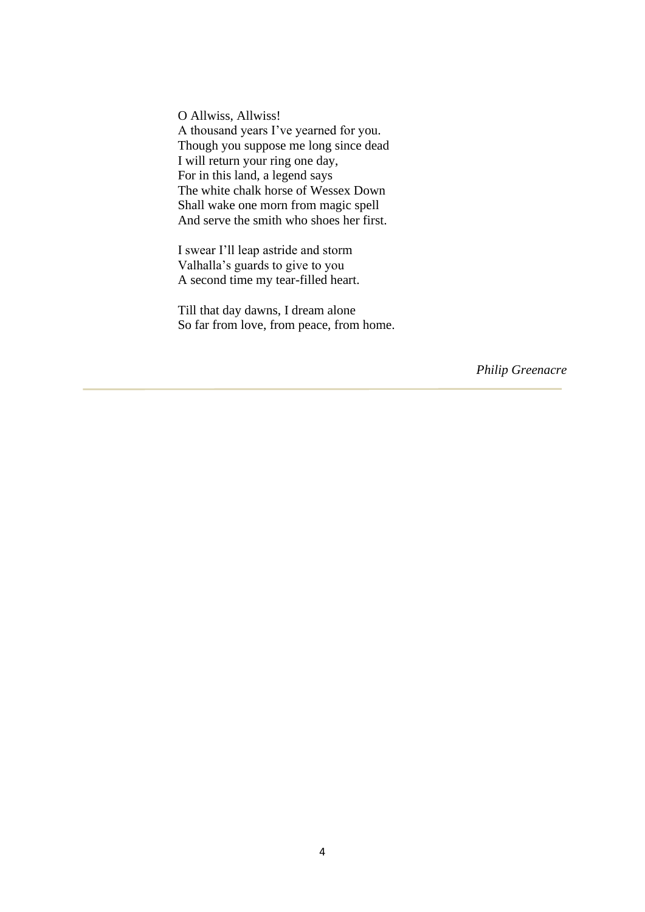O Allwiss, Allwiss!  
A thousand years I've yearned for you.  
Though you suppose me long since dead  
I will return your ring one day,  
For in this land, a legend says  
The white chalk horse of Wessex Down  
Shall wake one morn from magic spell  
And serve the smith who shoes her first.

I swear I'll leap astride and storm  
Valhalla's guards to give to you  
A second time my tear-filled heart.

Till that day dawns, I dream alone  
So far from love, from peace, from home.

*Philip Greenacre*

---